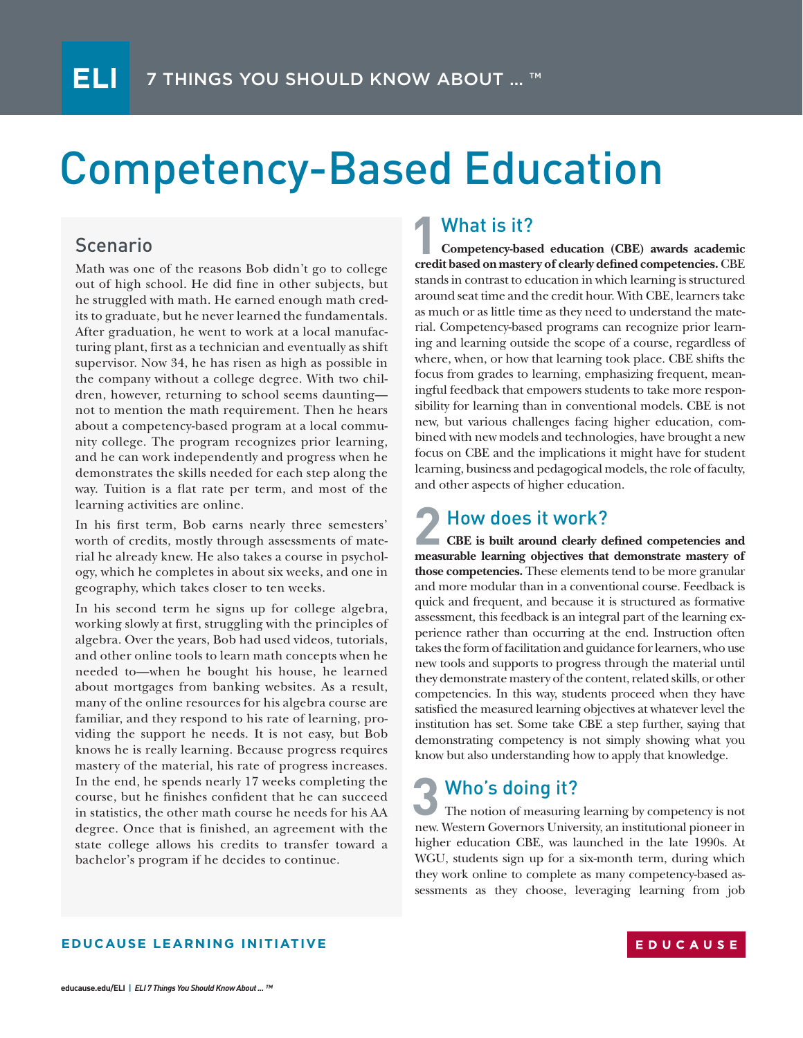# Competency-Based Education

## Scenario

Math was one of the reasons Bob didn't go to college out of high school. He did fine in other subjects, but he struggled with math. He earned enough math credits to graduate, but he never learned the fundamentals. After graduation, he went to work at a local manufacturing plant, first as a technician and eventually as shift supervisor. Now 34, he has risen as high as possible in the company without a college degree. With two children, however, returning to school seems daunting—not to mention the math requirement. Then he hears about a competency-based program at a local community college. The program recognizes prior learning, and he can work independently and progress when he demonstrates the skills needed for each step along the way. Tuition is a flat rate per term, and most of the learning activities are online.

In his first term, Bob earns nearly three semesters' worth of credits, mostly through assessments of material he already knew. He also takes a course in psychology, which he completes in about six weeks, and one in geography, which takes closer to ten weeks.

In his second term he signs up for college algebra, working slowly at first, struggling with the principles of algebra. Over the years, Bob had used videos, tutorials, and other online tools to learn math concepts when he needed to—when he bought his house, he learned about mortgages from banking websites. As a result, many of the online resources for his algebra course are familiar, and they respond to his rate of learning, providing the support he needs. It is not easy, but Bob knows he is really learning. Because progress requires mastery of the material, his rate of progress increases. In the end, he spends nearly 17 weeks completing the course, but he finishes confident that he can succeed in statistics, the other math course he needs for his AA degree. Once that is finished, an agreement with the state college allows his credits to transfer toward a bachelor's program if he decides to continue.

## 1 What is it?

**Competency-based education (CBE) awards academic credit based on mastery of clearly defined competencies.** CBE stands in contrast to education in which learning is structured around seat time and the credit hour. With CBE, learners take as much or as little time as they need to understand the material. Competency-based programs can recognize prior learning and learning outside the scope of a course, regardless of where, when, or how that learning took place. CBE shifts the focus from grades to learning, emphasizing frequent, meaningful feedback that empowers students to take more responsibility for learning than in conventional models. CBE is not new, but various challenges facing higher education, combined with new models and technologies, have brought a new focus on CBE and the implications it might have for student learning, business and pedagogical models, the role of faculty, and other aspects of higher education.

## 2 How does it work?

**CBE is built around clearly defined competencies and measurable learning objectives that demonstrate mastery of those competencies.** These elements tend to be more granular and more modular than in a conventional course. Feedback is quick and frequent, and because it is structured as formative assessment, this feedback is an integral part of the learning experience rather than occurring at the end. Instruction often takes the form of facilitation and guidance for learners, who use new tools and supports to progress through the material until they demonstrate mastery of the content, related skills, or other competencies. In this way, students proceed when they have satisfied the measured learning objectives at whatever level the institution has set. Some take CBE a step further, saying that demonstrating competency is not simply showing what you know but also understanding how to apply that knowledge.

## 3 Who's doing it?

The notion of measuring learning by competency is not new. Western Governors University, an institutional pioneer in higher education CBE, was launched in the late 1990s. At WGU, students sign up for a six-month term, during which they work online to complete as many competency-based assessments as they choose, leveraging learning from job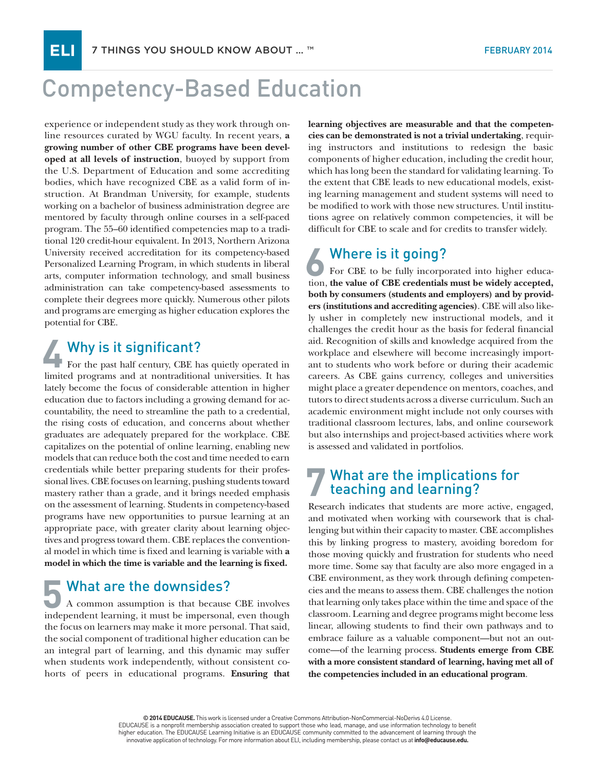experience or independent study as they work through online resources curated by WGU faculty. In recent years, **a growing number of other CBE programs have been developed at all levels of instruction**, buoyed by support from the U.S. Department of Education and some accrediting bodies, which have recognized CBE as a valid form of instruction. At Brandman University, for example, students working on a bachelor of business administration degree are mentored by faculty through online courses in a self-paced program. The 55–60 identified competencies map to a traditional 120 credit-hour equivalent. In 2013, Northern Arizona University received accreditation for its competency-based Personalized Learning Program, in which students in liberal arts, computer information technology, and small business administration can take competency-based assessments to complete their degrees more quickly. Numerous other pilots and programs are emerging as higher education explores the potential for CBE.

## 4 Why is it significant?

For the past half century, CBE has quietly operated in limited programs and at nontraditional universities. It has lately become the focus of considerable attention in higher education due to factors including a growing demand for accountability, the need to streamline the path to a credential, the rising costs of education, and concerns about whether graduates are adequately prepared for the workplace. CBE capitalizes on the potential of online learning, enabling new models that can reduce both the cost and time needed to earn credentials while better preparing students for their professional lives. CBE focuses on learning, pushing students toward mastery rather than a grade, and it brings needed emphasis on the assessment of learning. Students in competency-based programs have new opportunities to pursue learning at an appropriate pace, with greater clarity about learning objectives and progress toward them. CBE replaces the conventional model in which time is fixed and learning is variable with **a model in which the time is variable and the learning is fixed.**

## 5 What are the downsides?

A common assumption is that because CBE involves independent learning, it must be impersonal, even though the focus on learners may make it more personal. That said, the social component of traditional higher education can be an integral part of learning, and this dynamic may suffer when students work independently, without consistent cohorts of peers in educational programs. **Ensuring that learning objectives are measurable and that the competencies can be demonstrated is not a trivial undertaking**, requiring instructors and institutions to redesign the basic components of higher education, including the credit hour, which has long been the standard for validating learning. To the extent that CBE leads to new educational models, existing learning management and student systems will need to be modified to work with those new structures. Until institutions agree on relatively common competencies, it will be difficult for CBE to scale and for credits to transfer widely.

## 6 Where is it going?

For CBE to be fully incorporated into higher education, **the value of CBE credentials must be widely accepted, both by consumers (students and employers) and by providers (institutions and accrediting agencies)**. CBE will also likely usher in completely new instructional models, and it challenges the credit hour as the basis for federal financial aid. Recognition of skills and knowledge acquired from the workplace and elsewhere will become increasingly important to students who work before or during their academic careers. As CBE gains currency, colleges and universities might place a greater dependence on mentors, coaches, and tutors to direct students across a diverse curriculum. Such an academic environment might include not only courses with traditional classroom lectures, labs, and online coursework but also internships and project-based activities where work is assessed and validated in portfolios.

## 7 What are the implications for teaching and learning?

Research indicates that students are more active, engaged, and motivated when working with coursework that is challenging but within their capacity to master. CBE accomplishes this by linking progress to mastery, avoiding boredom for those moving quickly and frustration for students who need more time. Some say that faculty are also more engaged in a CBE environment, as they work through defining competencies and the means to assess them. CBE challenges the notion that learning only takes place within the time and space of the classroom. Learning and degree programs might become less linear, allowing students to find their own pathways and to embrace failure as a valuable component—but not an outcome—of the learning process. **Students emerge from CBE with a more consistent standard of learning, having met all of the competencies included in an educational program**.

**© 2014 EDUCAUSE.** This work is licensed under a Creative Commons Attribution-NonCommercial-NoDerivs 4.0 License.
EDUCAUSE is a nonprofit membership association created to support those who lead, manage, and use information technology to benefit higher education. The EDUCAUSE Learning Initiative is an EDUCAUSE community committed to the advancement of learning through the innovative application of technology. For more information about ELI, including membership, please contact us at **info@educause.edu.**